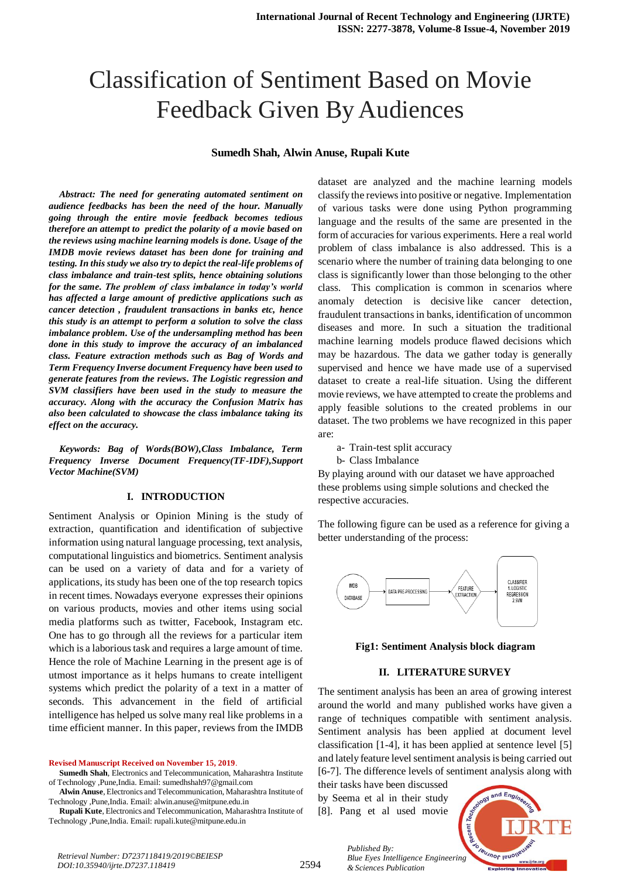# Classification of Sentiment Based on Movie Feedback Given By Audiences

**Sumedh Shah, Alwin Anuse, Rupali Kute**

***Abstract: The need for generating automated sentiment on audience feedbacks has been the need of the hour. Manually going through the entire movie feedback becomes tedious therefore an attempt to predict the polarity of a movie based on the reviews using machine learning models is done. Usage of the IMDB movie reviews dataset has been done for training and testing. In this study we also try to depict the real-life problems of class imbalance and train-test splits, hence obtaining solutions for the same. The problem of class imbalance in today's world has affected a large amount of predictive applications such as cancer detection , fraudulent transactions in banks etc, hence this study is an attempt to perform a solution to solve the class imbalance problem. Use of the undersampling method has been done in this study to improve the accuracy of an imbalanced class. Feature extraction methods such as Bag of Words and Term Frequency Inverse document Frequency have been used to generate features from the reviews. The Logistic regression and SVM classifiers have been used in the study to measure the accuracy. Along with the accuracy the Confusion Matrix has also been calculated to showcase the class imbalance taking its effect on the accuracy.***

***Keywords: Bag of Words(BOW),Class Imbalance, Term Frequency Inverse Document Frequency(TF-IDF),Support Vector Machine(SVM)***

## I. INTRODUCTION

Sentiment Analysis or Opinion Mining is the study of extraction, quantification and identification of subjective information using natural language processing, text analysis, computational linguistics and biometrics. Sentiment analysis can be used on a variety of data and for a variety of applications, its study has been one of the top research topics in recent times. Nowadays everyone expresses their opinions on various products, movies and other items using social media platforms such as twitter, Facebook, Instagram etc. One has to go through all the reviews for a particular item which is a laborious task and requires a large amount of time. Hence the role of Machine Learning in the present age is of utmost importance as it helps humans to create intelligent systems which predict the polarity of a text in a matter of seconds. This advancement in the field of artificial intelligence has helped us solve many real like problems in a time efficient manner. In this paper, reviews from the IMDB dataset are analyzed and the machine learning models classify the reviews into positive or negative. Implementation of various tasks were done using Python programming language and the results of the same are presented in the form of accuracies for various experiments. Here a real world problem of class imbalance is also addressed. This is a scenario where the number of training data belonging to one class is significantly lower than those belonging to the other class. This complication is common in scenarios where anomaly detection is decisive like cancer detection, fraudulent transactions in banks, identification of uncommon diseases and more. In such a situation the traditional machine learning models produce flawed decisions which may be hazardous. The data we gather today is generally supervised and hence we have made use of a supervised dataset to create a real-life situation. Using the different movie reviews, we have attempted to create the problems and apply feasible solutions to the created problems in our dataset. The two problems we have recognized in this paper are:

a- Train-test split accuracy
b- Class Imbalance

By playing around with our dataset we have approached these problems using simple solutions and checked the respective accuracies.

The following figure can be used as a reference for giving a better understanding of the process:

IMDB DATABASE → DATA PRE-PROCESSING → FEATURE EXTRACTION → CLASSIFIER 1.LOGISTIC REGRESSION 2.SVM

**Fig1: Sentiment Analysis block diagram**

## II. LITERATURE SURVEY

The sentiment analysis has been an area of growing interest around the world and many published works have given a range of techniques compatible with sentiment analysis. Sentiment analysis has been applied at document level classification [1-4], it has been applied at sentence level [5] and lately feature level sentiment analysis is being carried out [6-7]. The difference levels of sentiment analysis along with their tasks have been discussed by Seema et al in their study [8]. Pang et al used movie

**Revised Manuscript Received on November 15, 2019.**

**Sumedh Shah**, Electronics and Telecommunication, Maharashtra Institute of Technology ,Pune,India. Email: sumedhshah97@gmail.com

**Alwin Anuse**, Electronics and Telecommunication, Maharashtra Institute of Technology ,Pune,India. Email: alwin.anuse@mitpune.edu.in

**Rupali Kute**, Electronics and Telecommunication, Maharashtra Institute of Technology ,Pune,India. Email: rupali.kute@mitpune.edu.in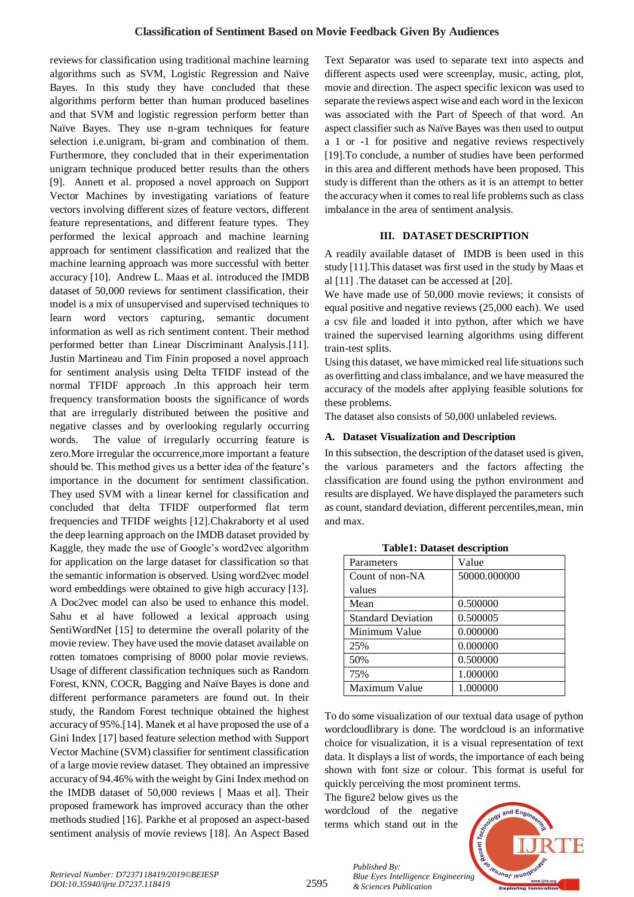reviews for classification using traditional machine learning algorithms such as SVM, Logistic Regression and Naïve Bayes. In this study they have concluded that these algorithms perform better than human produced baselines and that SVM and logistic regression perform better than Naïve Bayes. They use n-gram techniques for feature selection i.e.unigram, bi-gram and combination of them. Furthermore, they concluded that in their experimentation unigram technique produced better results than the others [9]. Annett et al. proposed a novel approach on Support Vector Machines by investigating variations of feature vectors involving different sizes of feature vectors, different feature representations, and different feature types. They performed the lexical approach and machine learning approach for sentiment classification and realized that the machine learning approach was more successful with better accuracy [10]. Andrew L. Maas et al. introduced the IMDB dataset of 50,000 reviews for sentiment classification, their model is a mix of unsupervised and supervised techniques to learn word vectors capturing, semantic document information as well as rich sentiment content. Their method performed better than Linear Discriminant Analysis.[11]. Justin Martineau and Tim Finin proposed a novel approach for sentiment analysis using Delta TFIDF instead of the normal TFIDF approach .In this approach heir term frequency transformation boosts the significance of words that are irregularly distributed between the positive and negative classes and by overlooking regularly occurring words. The value of irregularly occurring feature is zero.More irregular the occurrence,more important a feature should be. This method gives us a better idea of the feature's importance in the document for sentiment classification. They used SVM with a linear kernel for classification and concluded that delta TFIDF outperformed flat term frequencies and TFIDF weights [12].Chakraborty et al used the deep learning approach on the IMDB dataset provided by Kaggle, they made the use of Google's word2vec algorithm for application on the large dataset for classification so that the semantic information is observed. Using word2vec model word embeddings were obtained to give high accuracy [13]. A Doc2vec model can also be used to enhance this model. Sahu et al have followed a lexical approach using SentiWordNet [15] to determine the overall polarity of the movie review. They have used the movie dataset available on rotten tomatoes comprising of 8000 polar movie reviews. Usage of different classification techniques such as Random Forest, KNN, COCR, Bagging and Naïve Bayes is done and different performance parameters are found out. In their study, the Random Forest technique obtained the highest accuracy of 95%.[14]. Manek et al have proposed the use of a Gini Index [17] based feature selection method with Support Vector Machine (SVM) classifier for sentiment classification of a large movie review dataset. They obtained an impressive accuracy of 94.46% with the weight by Gini Index method on the IMDB dataset of 50,000 reviews [ Maas et al]. Their proposed framework has improved accuracy than the other methods studied [16]. Parkhe et al proposed an aspect-based sentiment analysis of movie reviews [18]. An Aspect Based Text Separator was used to separate text into aspects and different aspects used were screenplay, music, acting, plot, movie and direction. The aspect specific lexicon was used to separate the reviews aspect wise and each word in the lexicon was associated with the Part of Speech of that word. An aspect classifier such as Naïve Bayes was then used to output a 1 or -1 for positive and negative reviews respectively [19].To conclude, a number of studies have been performed in this area and different methods have been proposed. This study is different than the others as it is an attempt to better the accuracy when it comes to real life problems such as class imbalance in the area of sentiment analysis.

## III. DATASET DESCRIPTION

A readily available dataset of IMDB is been used in this study [11].This dataset was first used in the study by Maas et al [11] .The dataset can be accessed at [20].

We have made use of 50,000 movie reviews; it consists of equal positive and negative reviews (25,000 each). We used a csv file and loaded it into python, after which we have trained the supervised learning algorithms using different train-test splits.

Using this dataset, we have mimicked real life situations such as overfitting and class imbalance, and we have measured the accuracy of the models after applying feasible solutions for these problems.

The dataset also consists of 50,000 unlabeled reviews.

### A. Dataset Visualization and Description

In this subsection, the description of the dataset used is given, the various parameters and the factors affecting the classification are found using the python environment and results are displayed. We have displayed the parameters such as count, standard deviation, different percentiles,mean, min and max.

**Table1: Dataset description**

| Parameters | Value |
|---|---|
| Count of non-NA values | 50000.000000 |
| Mean | 0.500000 |
| Standard Deviation | 0.500005 |
| Minimum Value | 0.000000 |
| 25% | 0.000000 |
| 50% | 0.500000 |
| 75% | 1.000000 |
| Maximum Value | 1.000000 |

To do some visualization of our textual data usage of python wordcloudlibrary is done. The wordcloud is an informative choice for visualization, it is a visual representation of text data. It displays a list of words, the importance of each being shown with font size or colour. This format is useful for quickly perceiving the most prominent terms.

The figure2 below gives us the wordcloud of the negative terms which stand out in the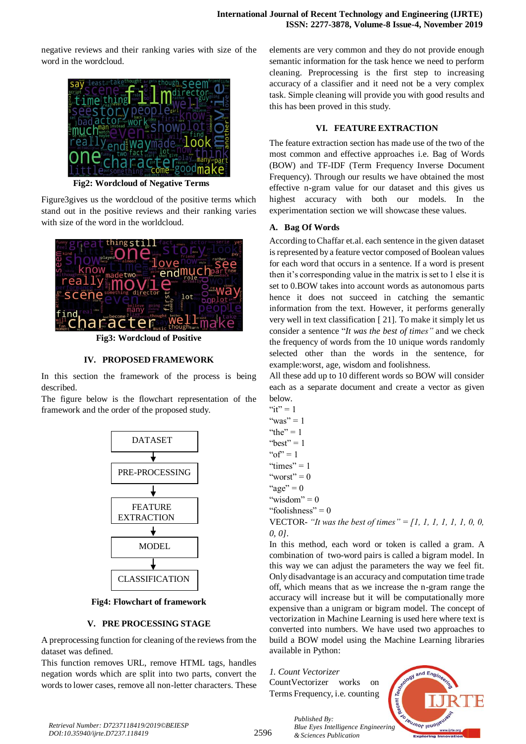negative reviews and their ranking varies with size of the word in the wordcloud.

Fig2: Wordcloud of Negative Terms

Figure3gives us the wordcloud of the positive terms which stand out in the positive reviews and their ranking varies with size of the word in the worldcloud.

Fig3: Wordcloud of Positive

## IV. PROPOSED FRAMEWORK

In this section the framework of the process is being described.

The figure below is the flowchart representation of the framework and the order of the proposed study.

DATASET → PRE-PROCESSING → FEATURE EXTRACTION → MODEL → CLASSIFICATION

Fig4: Flowchart of framework

## V. PRE PROCESSING STAGE

A preprocessing function for cleaning of the reviews from the dataset was defined.

This function removes URL, remove HTML tags, handles negation words which are split into two parts, convert the words to lower cases, remove all non-letter characters. These elements are very common and they do not provide enough semantic information for the task hence we need to perform cleaning. Preprocessing is the first step to increasing accuracy of a classifier and it need not be a very complex task. Simple cleaning will provide you with good results and this has been proved in this study.

## VI. FEATURE EXTRACTION

The feature extraction section has made use of the two of the most common and effective approaches i.e. Bag of Words (BOW) and TF-IDF (Term Frequency Inverse Document Frequency). Through our results we have obtained the most effective n-gram value for our dataset and this gives us highest accuracy with both our models. In the experimentation section we will showcase these values.

### A. Bag Of Words

According to Chaffar et.al. each sentence in the given dataset is represented by a feature vector composed of Boolean values for each word that occurs in a sentence. If a word is present then it's corresponding value in the matrix is set to 1 else it is set to 0.BOW takes into account words as autonomous parts hence it does not succeed in catching the semantic information from the text. However, it performs generally very well in text classification [ 21]. To make it simply let us consider a sentence "*It was the best of times"* and we check the frequency of words from the 10 unique words randomly selected other than the words in the sentence, for example:worst, age, wisdom and foolishness.

All these add up to 10 different words so BOW will consider each as a separate document and create a vector as given below.

"it" = 1
"was" = 1
"the" = 1
"best" = 1
"of" = 1
"times" = 1
"worst" = 0
"age" = 0
"wisdom" = 0
"foolishness" = 0

VECTOR- *"It was the best of times" = [1, 1, 1, 1, 1, 1, 0, 0, 0, 0].*

In this method, each word or token is called a gram. A combination of two-word pairs is called a bigram model. In this way we can adjust the parameters the way we feel fit. Only disadvantage is an accuracy and computation time trade off, which means that as we increase the n-gram range the accuracy will increase but it will be computationally more expensive than a unigram or bigram model. The concept of vectorization in Machine Learning is used here where text is converted into numbers. We have used two approaches to build a BOW model using the Machine Learning libraries available in Python:

*1. Count Vectorizer*

CountVectorizer works on Terms Frequency, i.e. counting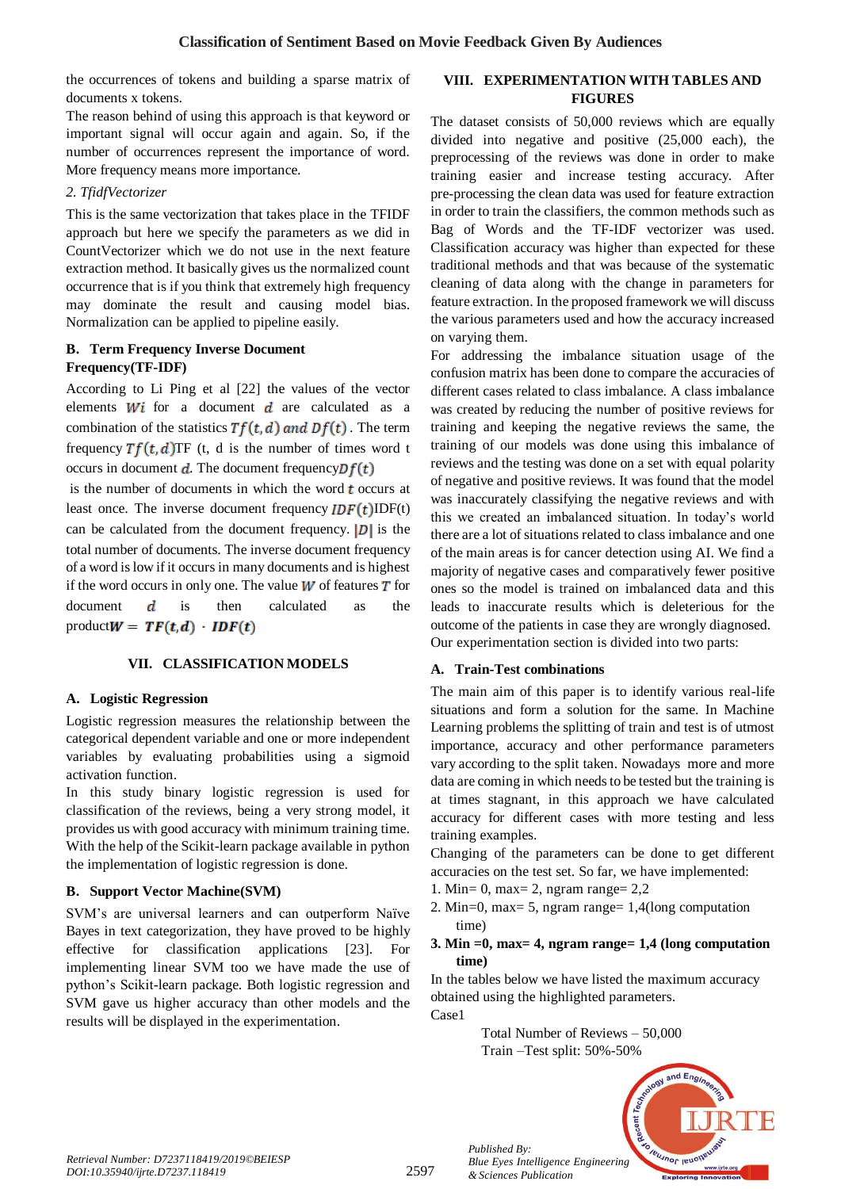the occurrences of tokens and building a sparse matrix of documents x tokens.

The reason behind of using this approach is that keyword or important signal will occur again and again. So, if the number of occurrences represent the importance of word. More frequency means more importance.

*2. TfidfVectorizer*

This is the same vectorization that takes place in the TFIDF approach but here we specify the parameters as we did in CountVectorizer which we do not use in the next feature extraction method. It basically gives us the normalized count occurrence that is if you think that extremely high frequency may dominate the result and causing model bias. Normalization can be applied to pipeline easily.

### B. Term Frequency Inverse Document Frequency(TF-IDF)

According to Li Ping et al [22] the values of the vector elements $Wi$ for a document $d$ are calculated as a combination of the statistics $Tf(t,d)$ *and* $Df(t)$. The term frequency $Tf(t,d)$TF (t, d is the number of times word t occurs in document $d$. The document frequency$Df(t)$ is the number of documents in which the word $t$ occurs at least once. The inverse document frequency $IDF(t)$IDF(t) can be calculated from the document frequency. $|D|$ is the total number of documents. The inverse document frequency of a word is low if it occurs in many documents and is highest if the word occurs in only one. The value $W$ of features $T$ for document $d$ is then calculated as the product$W = TF(t,d) \cdot IDF(t)$

## VII. CLASSIFICATION MODELS

### A. Logistic Regression

Logistic regression measures the relationship between the categorical dependent variable and one or more independent variables by evaluating probabilities using a sigmoid activation function.

In this study binary logistic regression is used for classification of the reviews, being a very strong model, it provides us with good accuracy with minimum training time. With the help of the Scikit-learn package available in python the implementation of logistic regression is done.

### B. Support Vector Machine(SVM)

SVM's are universal learners and can outperform Naïve Bayes in text categorization, they have proved to be highly effective for classification applications [23]. For implementing linear SVM too we have made the use of python's Scikit-learn package. Both logistic regression and SVM gave us higher accuracy than other models and the results will be displayed in the experimentation.

## VIII. EXPERIMENTATION WITH TABLES AND FIGURES

The dataset consists of 50,000 reviews which are equally divided into negative and positive (25,000 each), the preprocessing of the reviews was done in order to make training easier and increase testing accuracy. After pre-processing the clean data was used for feature extraction in order to train the classifiers, the common methods such as Bag of Words and the TF-IDF vectorizer was used. Classification accuracy was higher than expected for these traditional methods and that was because of the systematic cleaning of data along with the change in parameters for feature extraction. In the proposed framework we will discuss the various parameters used and how the accuracy increased on varying them.

For addressing the imbalance situation usage of the confusion matrix has been done to compare the accuracies of different cases related to class imbalance. A class imbalance was created by reducing the number of positive reviews for training and keeping the negative reviews the same, the training of our models was done using this imbalance of reviews and the testing was done on a set with equal polarity of negative and positive reviews. It was found that the model was inaccurately classifying the negative reviews and with this we created an imbalanced situation. In today's world there are a lot of situations related to class imbalance and one of the main areas is for cancer detection using AI. We find a majority of negative cases and comparatively fewer positive ones so the model is trained on imbalanced data and this leads to inaccurate results which is deleterious for the outcome of the patients in case they are wrongly diagnosed. Our experimentation section is divided into two parts:

### A. Train-Test combinations

The main aim of this paper is to identify various real-life situations and form a solution for the same. In Machine Learning problems the splitting of train and test is of utmost importance, accuracy and other performance parameters vary according to the split taken. Nowadays more and more data are coming in which needs to be tested but the training is at times stagnant, in this approach we have calculated accuracy for different cases with more testing and less training examples.

Changing of the parameters can be done to get different accuracies on the test set. So far, we have implemented:

1. Min= 0, max= 2, ngram range= 2,2
2. Min=0, max= 5, ngram range= 1,4(long computation time)
3. **Min =0, max= 4, ngram range= 1,4 (long computation time)**

In the tables below we have listed the maximum accuracy obtained using the highlighted parameters.

Case1

Total Number of Reviews – 50,000

Train –Test split: 50%-50%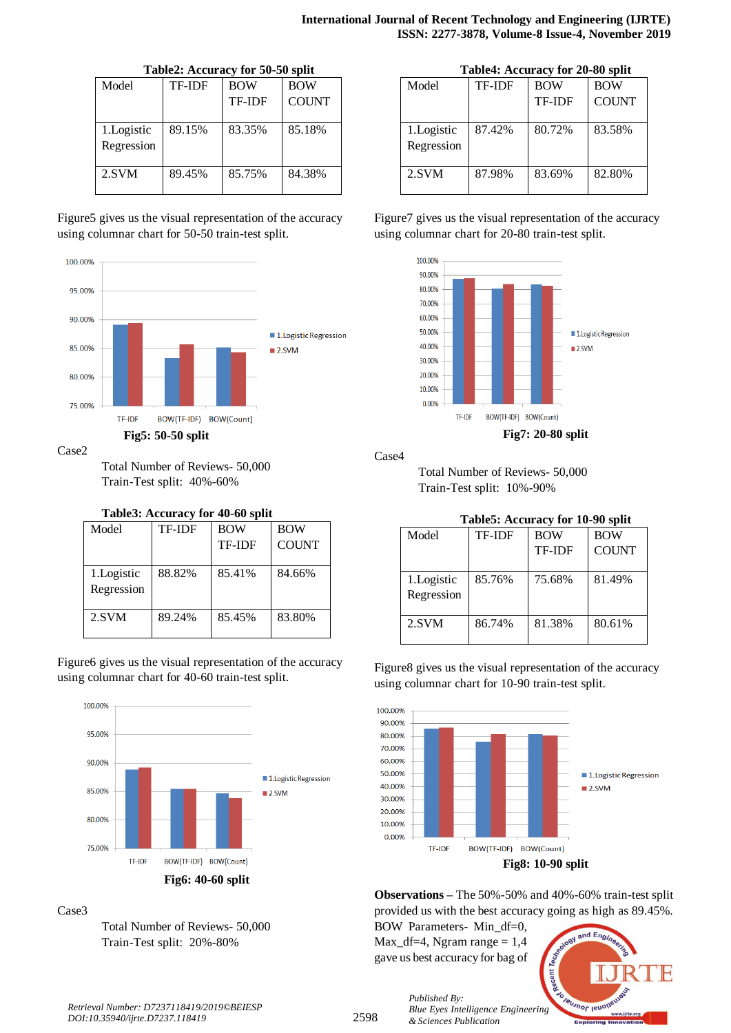**Table2: Accuracy for 50-50 split**

| Model | TF-IDF | BOW TF-IDF | BOW COUNT |
|---|---|---|---|
| 1.Logistic Regression | 89.15% | 83.35% | 85.18% |
| 2.SVM | 89.45% | 85.75% | 84.38% |

Figure5 gives us the visual representation of the accuracy using columnar chart for 50-50 train-test split.

**Fig5: 50-50 split**

Case2

Total Number of Reviews- 50,000
Train-Test split: 40%-60%

**Table3: Accuracy for 40-60 split**

| Model | TF-IDF | BOW TF-IDF | BOW COUNT |
|---|---|---|---|
| 1.Logistic Regression | 88.82% | 85.41% | 84.66% |
| 2.SVM | 89.24% | 85.45% | 83.80% |

Figure6 gives us the visual representation of the accuracy using columnar chart for 40-60 train-test split.

**Fig6: 40-60 split**

Case3

Total Number of Reviews- 50,000
Train-Test split: 20%-80%

**Table4: Accuracy for 20-80 split**

| Model | TF-IDF | BOW TF-IDF | BOW COUNT |
|---|---|---|---|
| 1.Logistic Regression | 87.42% | 80.72% | 83.58% |
| 2.SVM | 87.98% | 83.69% | 82.80% |

Figure7 gives us the visual representation of the accuracy using columnar chart for 20-80 train-test split.

**Fig7: 20-80 split**

Case4

Total Number of Reviews- 50,000
Train-Test split: 10%-90%

**Table5: Accuracy for 10-90 split**

| Model | TF-IDF | BOW TF-IDF | BOW COUNT |
|---|---|---|---|
| 1.Logistic Regression | 85.76% | 75.68% | 81.49% |
| 2.SVM | 86.74% | 81.38% | 80.61% |

Figure8 gives us the visual representation of the accuracy using columnar chart for 10-90 train-test split.

**Fig8: 10-90 split**

**Observations** – The 50%-50% and 40%-60% train-test split provided us with the best accuracy going as high as 89.45%. BOW Parameters- Min_df=0, Max_df=4, Ngram range = 1,4 gave us best accuracy for bag of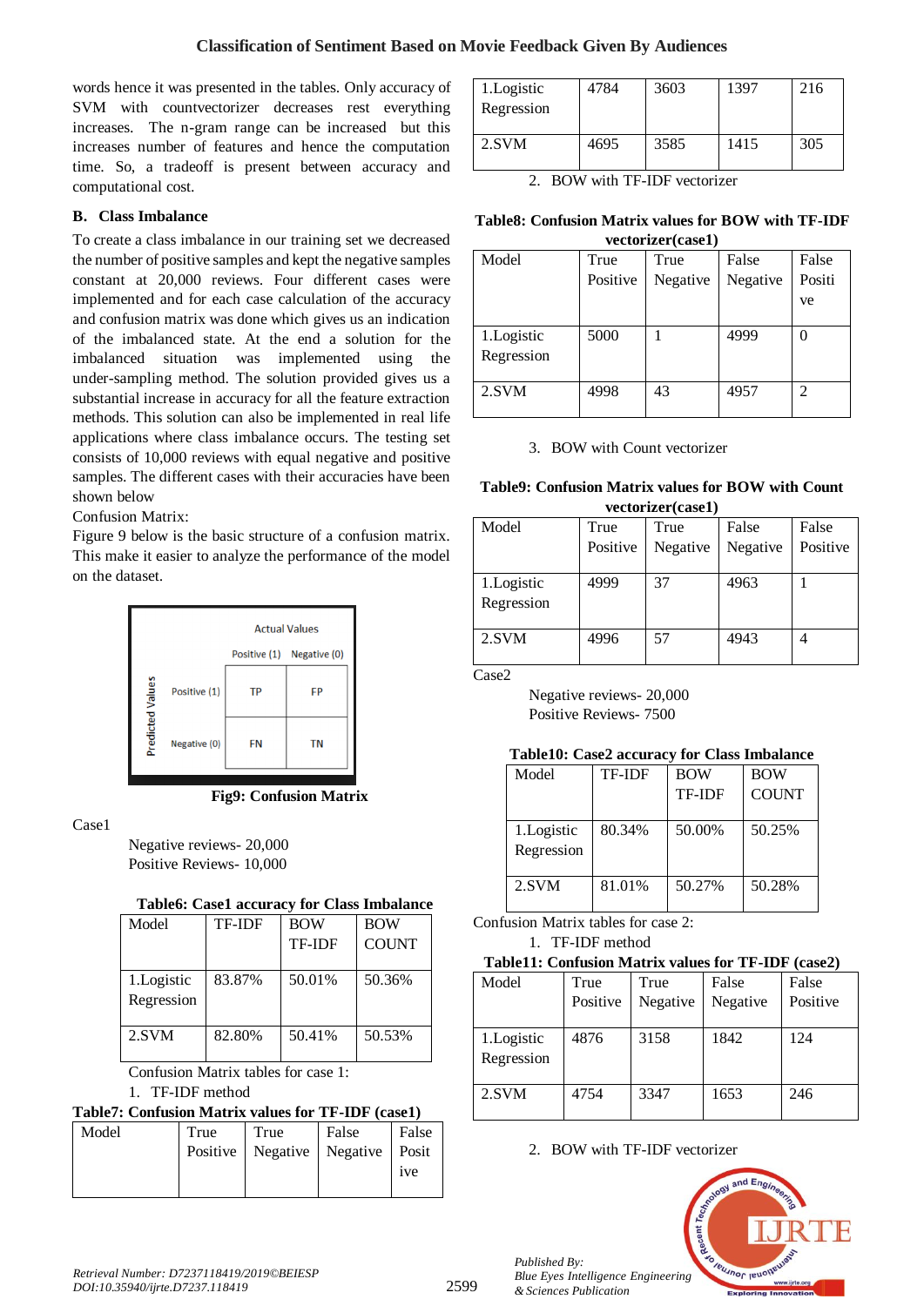words hence it was presented in the tables. Only accuracy of SVM with countvectorizer decreases rest everything increases. The n-gram range can be increased but this increases number of features and hence the computation time. So, a tradeoff is present between accuracy and computational cost.

### B. Class Imbalance

To create a class imbalance in our training set we decreased the number of positive samples and kept the negative samples constant at 20,000 reviews. Four different cases were implemented and for each case calculation of the accuracy and confusion matrix was done which gives us an indication of the imbalanced state. At the end a solution for the imbalanced situation was implemented using the under-sampling method. The solution provided gives us a substantial increase in accuracy for all the feature extraction methods. This solution can also be implemented in real life applications where class imbalance occurs. The testing set consists of 10,000 reviews with equal negative and positive samples. The different cases with their accuracies have been shown below

Confusion Matrix:

Figure 9 below is the basic structure of a confusion matrix. This make it easier to analyze the performance of the model on the dataset.

| | | Actual Values | |
|---|---|---|---|
| | | Positive (1) | Negative (0) |
| Predicted Values | Positive (1) | TP | FP |
| | Negative (0) | FN | TN |

**Fig9: Confusion Matrix**

Case1

Negative reviews- 20,000
Positive Reviews- 10,000

**Table6: Case1 accuracy for Class Imbalance**

| Model | TF-IDF | BOW TF-IDF | BOW COUNT |
|---|---|---|---|
| 1.Logistic Regression | 83.87% | 50.01% | 50.36% |
| 2.SVM | 82.80% | 50.41% | 50.53% |

Confusion Matrix tables for case 1:

1. TF-IDF method

**Table7: Confusion Matrix values for TF-IDF (case1)**

| Model | True Positive | True Negative | False Negative | False Positive |
|---|---|---|---|---|
| 1.Logistic Regression | 4784 | 3603 | 1397 | 216 |
| 2.SVM | 4695 | 3585 | 1415 | 305 |

2. BOW with TF-IDF vectorizer

**Table8: Confusion Matrix values for BOW with TF-IDF vectorizer(case1)**

| Model | True Positive | True Negative | False Negative | False Positive |
|---|---|---|---|---|
| 1.Logistic Regression | 5000 | 1 | 4999 | 0 |
| 2.SVM | 4998 | 43 | 4957 | 2 |

3. BOW with Count vectorizer

**Table9: Confusion Matrix values for BOW with Count vectorizer(case1)**

| Model | True Positive | True Negative | False Negative | False Positive |
|---|---|---|---|---|
| 1.Logistic Regression | 4999 | 37 | 4963 | 1 |
| 2.SVM | 4996 | 57 | 4943 | 4 |

Case2

Negative reviews- 20,000
Positive Reviews- 7500

**Table10: Case2 accuracy for Class Imbalance**

| Model | TF-IDF | BOW TF-IDF | BOW COUNT |
|---|---|---|---|
| 1.Logistic Regression | 80.34% | 50.00% | 50.25% |
| 2.SVM | 81.01% | 50.27% | 50.28% |

Confusion Matrix tables for case 2:

1. TF-IDF method

**Table11: Confusion Matrix values for TF-IDF (case2)**

| Model | True Positive | True Negative | False Negative | False Positive |
|---|---|---|---|---|
| 1.Logistic Regression | 4876 | 3158 | 1842 | 124 |
| 2.SVM | 4754 | 3347 | 1653 | 246 |

2. BOW with TF-IDF vectorizer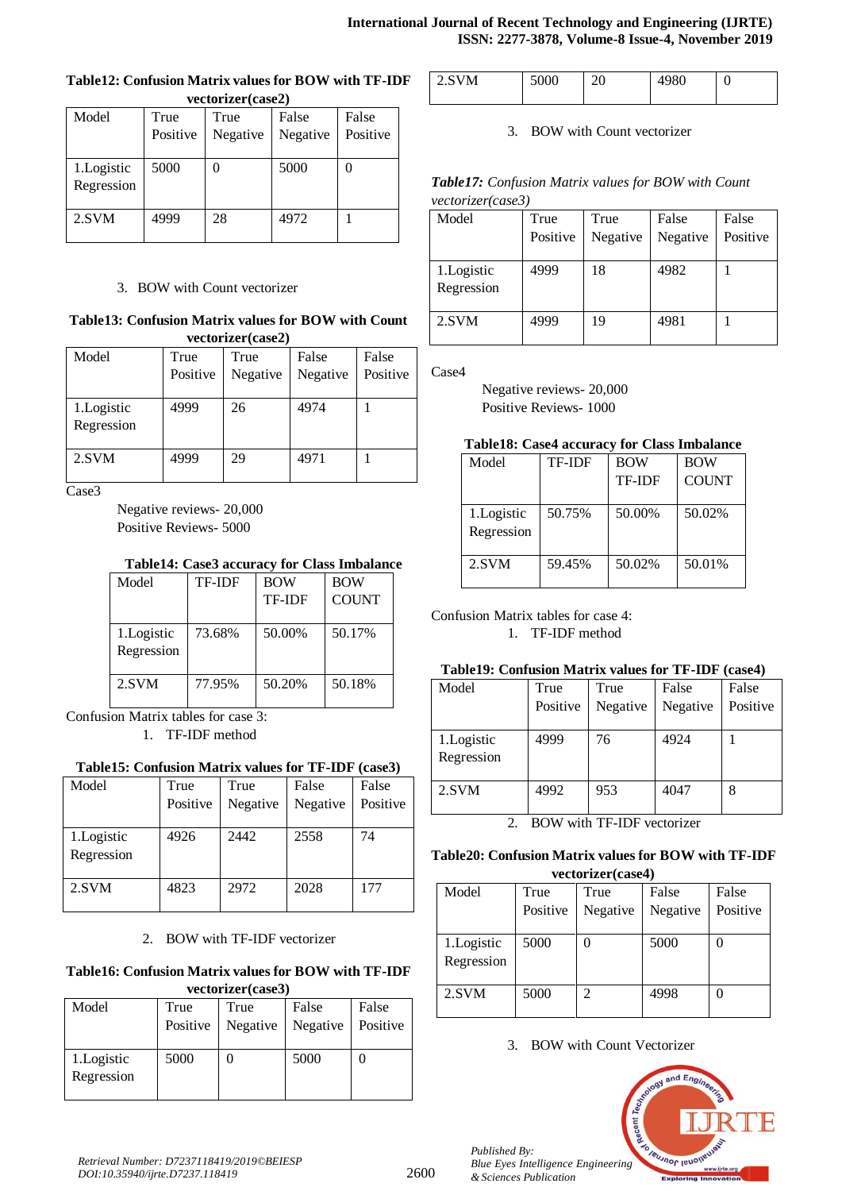**Table12: Confusion Matrix values for BOW with TF-IDF vectorizer(case2)**

| Model | True Positive | True Negative | False Negative | False Positive |
|---|---|---|---|---|
| 1.Logistic Regression | 5000 | 0 | 5000 | 0 |
| 2.SVM | 4999 | 28 | 4972 | 1 |

3. BOW with Count vectorizer

**Table13: Confusion Matrix values for BOW with Count vectorizer(case2)**

| Model | True Positive | True Negative | False Negative | False Positive |
|---|---|---|---|---|
| 1.Logistic Regression | 4999 | 26 | 4974 | 1 |
| 2.SVM | 4999 | 29 | 4971 | 1 |

Case3

Negative reviews- 20,000
Positive Reviews- 5000

**Table14: Case3 accuracy for Class Imbalance**

| Model | TF-IDF | BOW TF-IDF | BOW COUNT |
|---|---|---|---|
| 1.Logistic Regression | 73.68% | 50.00% | 50.17% |
| 2.SVM | 77.95% | 50.20% | 50.18% |

Confusion Matrix tables for case 3:

1. TF-IDF method

**Table15: Confusion Matrix values for TF-IDF (case3)**

| Model | True Positive | True Negative | False Negative | False Positive |
|---|---|---|---|---|
| 1.Logistic Regression | 4926 | 2442 | 2558 | 74 |
| 2.SVM | 4823 | 2972 | 2028 | 177 |

2. BOW with TF-IDF vectorizer

**Table16: Confusion Matrix values for BOW with TF-IDF vectorizer(case3)**

| Model | True Positive | True Negative | False Negative | False Positive |
|---|---|---|---|---|
| 1.Logistic Regression | 5000 | 0 | 5000 | 0 |
| 2.SVM | 5000 | 20 | 4980 | 0 |

3. BOW with Count vectorizer

***Table17:*** *Confusion Matrix values for BOW with Count vectorizer(case3)*

| Model | True Positive | True Negative | False Negative | False Positive |
|---|---|---|---|---|
| 1.Logistic Regression | 4999 | 18 | 4982 | 1 |
| 2.SVM | 4999 | 19 | 4981 | 1 |

Case4

Negative reviews- 20,000
Positive Reviews- 1000

**Table18: Case4 accuracy for Class Imbalance**

| Model | TF-IDF | BOW TF-IDF | BOW COUNT |
|---|---|---|---|
| 1.Logistic Regression | 50.75% | 50.00% | 50.02% |
| 2.SVM | 59.45% | 50.02% | 50.01% |

Confusion Matrix tables for case 4:

1. TF-IDF method

**Table19: Confusion Matrix values for TF-IDF (case4)**

| Model | True Positive | True Negative | False Negative | False Positive |
|---|---|---|---|---|
| 1.Logistic Regression | 4999 | 76 | 4924 | 1 |
| 2.SVM | 4992 | 953 | 4047 | 8 |

2. BOW with TF-IDF vectorizer

**Table20: Confusion Matrix values for BOW with TF-IDF vectorizer(case4)**

| Model | True Positive | True Negative | False Negative | False Positive |
|---|---|---|---|---|
| 1.Logistic Regression | 5000 | 0 | 5000 | 0 |
| 2.SVM | 5000 | 2 | 4998 | 0 |

3. BOW with Count Vectorizer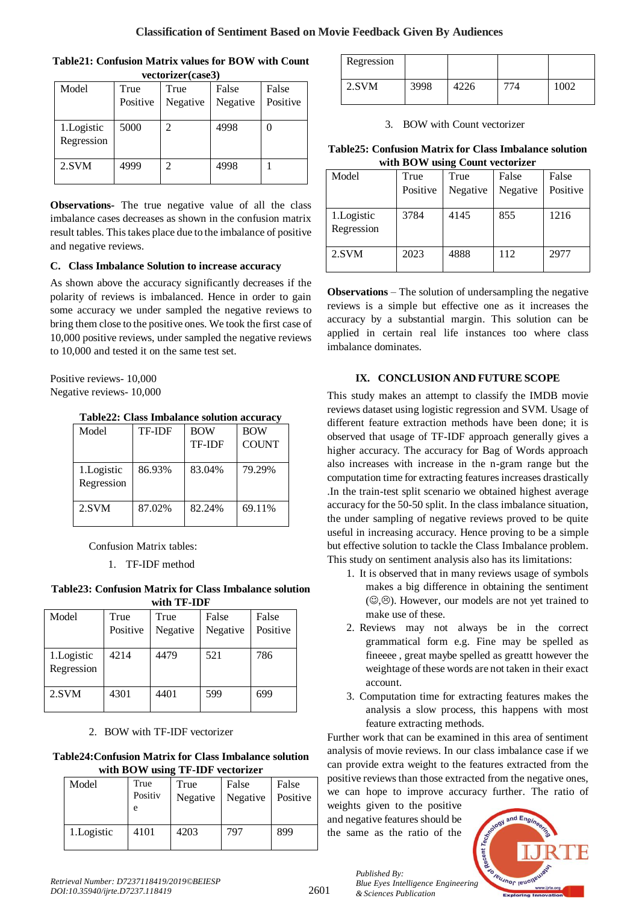**Table21: Confusion Matrix values for BOW with Count vectorizer(case3)**

| Model | True Positive | True Negative | False Negative | False Positive |
|---|---|---|---|---|
| 1.Logistic Regression | 5000 | 2 | 4998 | 0 |
| 2.SVM | 4999 | 2 | 4998 | 1 |

**Observations-** The true negative value of all the class imbalance cases decreases as shown in the confusion matrix result tables. This takes place due to the imbalance of positive and negative reviews.

### C. Class Imbalance Solution to increase accuracy

As shown above the accuracy significantly decreases if the polarity of reviews is imbalanced. Hence in order to gain some accuracy we under sampled the negative reviews to bring them close to the positive ones. We took the first case of 10,000 positive reviews, under sampled the negative reviews to 10,000 and tested it on the same test set.

Positive reviews- 10,000
Negative reviews- 10,000

**Table22: Class Imbalance solution accuracy**

| Model | TF-IDF | BOW TF-IDF | BOW COUNT |
|---|---|---|---|
| 1.Logistic Regression | 86.93% | 83.04% | 79.29% |
| 2.SVM | 87.02% | 82.24% | 69.11% |

Confusion Matrix tables:

1. TF-IDF method

**Table23: Confusion Matrix for Class Imbalance solution with TF-IDF**

| Model | True Positive | True Negative | False Negative | False Positive |
|---|---|---|---|---|
| 1.Logistic Regression | 4214 | 4479 | 521 | 786 |
| 2.SVM | 4301 | 4401 | 599 | 699 |

2. BOW with TF-IDF vectorizer

**Table24:Confusion Matrix for Class Imbalance solution with BOW using TF-IDF vectorizer**

| Model | True Positive | True Negative | False Negative | False Positive |
|---|---|---|---|---|
| 1.Logistic Regression | 4101 | 4203 | 797 | 899 |
| 2.SVM | 3998 | 4226 | 774 | 1002 |

3. BOW with Count vectorizer

**Table25: Confusion Matrix for Class Imbalance solution with BOW using Count vectorizer**

| Model | True Positive | True Negative | False Negative | False Positive |
|---|---|---|---|---|
| 1.Logistic Regression | 3784 | 4145 | 855 | 1216 |
| 2.SVM | 2023 | 4888 | 112 | 2977 |

**Observations** – The solution of undersampling the negative reviews is a simple but effective one as it increases the accuracy by a substantial margin. This solution can be applied in certain real life instances too where class imbalance dominates.

## IX. CONCLUSION AND FUTURE SCOPE

This study makes an attempt to classify the IMDB movie reviews dataset using logistic regression and SVM. Usage of different feature extraction methods have been done; it is observed that usage of TF-IDF approach generally gives a higher accuracy. The accuracy for Bag of Words approach also increases with increase in the n-gram range but the computation time for extracting features increases drastically .In the train-test split scenario we obtained highest average accuracy for the 50-50 split. In the class imbalance situation, the under sampling of negative reviews proved to be quite useful in increasing accuracy. Hence proving to be a simple but effective solution to tackle the Class Imbalance problem. This study on sentiment analysis also has its limitations:

1. It is observed that in many reviews usage of symbols makes a big difference in obtaining the sentiment (☺,☹). However, our models are not yet trained to make use of these.
2. Reviews may not always be in the correct grammatical form e.g. Fine may be spelled as fineeee , great maybe spelled as greattt however the weightage of these words are not taken in their exact account.
3. Computation time for extracting features makes the analysis a slow process, this happens with most feature extracting methods.

Further work that can be examined in this area of sentiment analysis of movie reviews. In our class imbalance case if we can provide extra weight to the features extracted from the positive reviews than those extracted from the negative ones, we can hope to improve accuracy further. The ratio of weights given to the positive and negative features should be the same as the ratio of the

Retrieval Number: D7237118419/2019©BEIESP
DOI:10.35940/ijrte.D7237.118419

Published By:
Blue Eyes Intelligence Engineering
& Sciences Publication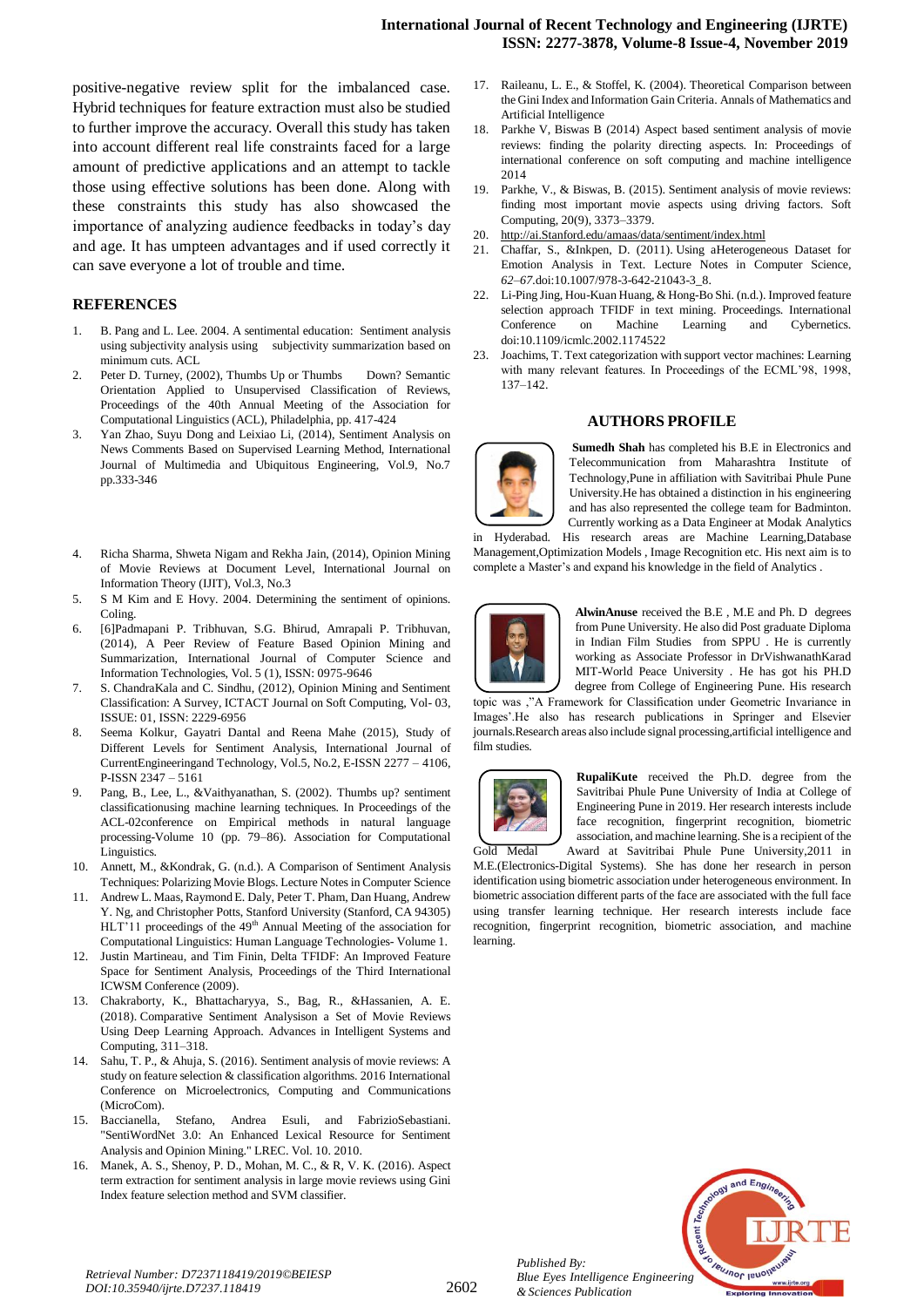positive-negative review split for the imbalanced case. Hybrid techniques for feature extraction must also be studied to further improve the accuracy. Overall this study has taken into account different real life constraints faced for a large amount of predictive applications and an attempt to tackle those using effective solutions has been done. Along with these constraints this study has also showcased the importance of analyzing audience feedbacks in today's day and age. It has umpteen advantages and if used correctly it can save everyone a lot of trouble and time.

## REFERENCES

1. B. Pang and L. Lee. 2004. A sentimental education: Sentiment analysis using subjectivity analysis using subjectivity summarization based on minimum cuts. ACL
2. Peter D. Turney, (2002), Thumbs Up or Thumbs Down? Semantic Orientation Applied to Unsupervised Classification of Reviews, Proceedings of the 40th Annual Meeting of the Association for Computational Linguistics (ACL), Philadelphia, pp. 417-424
3. Yan Zhao, Suyu Dong and Leixiao Li, (2014), Sentiment Analysis on News Comments Based on Supervised Learning Method, International Journal of Multimedia and Ubiquitous Engineering, Vol.9, No.7 pp.333-346
4. Richa Sharma, Shweta Nigam and Rekha Jain, (2014), Opinion Mining of Movie Reviews at Document Level, International Journal on Information Theory (IJIT), Vol.3, No.3
5. S M Kim and E Hovy. 2004. Determining the sentiment of opinions. Coling.
6. [6]Padmapani P. Tribhuvan, S.G. Bhirud, Amrapali P. Tribhuvan, (2014), A Peer Review of Feature Based Opinion Mining and Summarization, International Journal of Computer Science and Information Technologies, Vol. 5 (1), ISSN: 0975-9646
7. S. ChandraKala and C. Sindhu, (2012), Opinion Mining and Sentiment Classification: A Survey, ICTACT Journal on Soft Computing, Vol- 03, ISSUE: 01, ISSN: 2229-6956
8. Seema Kolkur, Gayatri Dantal and Reena Mahe (2015), Study of Different Levels for Sentiment Analysis, International Journal of CurrentEngineeringand Technology, Vol.5, No.2, E-ISSN 2277 – 4106, P-ISSN 2347 – 5161
9. Pang, B., Lee, L., &Vaithyanathan, S. (2002). Thumbs up? sentiment classificationusing machine learning techniques. In Proceedings of the ACL-02conference on Empirical methods in natural language processing-Volume 10 (pp. 79–86). Association for Computational Linguistics.
10. Annett, M., &Kondrak, G. (n.d.). A Comparison of Sentiment Analysis Techniques: Polarizing Movie Blogs. Lecture Notes in Computer Science
11. Andrew L. Maas, Raymond E. Daly, Peter T. Pham, Dan Huang, Andrew Y. Ng, and Christopher Potts, Stanford University (Stanford, CA 94305) HLT'11 proceedings of the 49th Annual Meeting of the association for Computational Linguistics: Human Language Technologies- Volume 1.
12. Justin Martineau, and Tim Finin, Delta TFIDF: An Improved Feature Space for Sentiment Analysis, Proceedings of the Third International ICWSM Conference (2009).
13. Chakraborty, K., Bhattacharyya, S., Bag, R., &Hassanien, A. E. (2018). Comparative Sentiment Analysison a Set of Movie Reviews Using Deep Learning Approach. Advances in Intelligent Systems and Computing, 311–318.
14. Sahu, T. P., & Ahuja, S. (2016). Sentiment analysis of movie reviews: A study on feature selection & classification algorithms. 2016 International Conference on Microelectronics, Computing and Communications (MicroCom).
15. Baccianella, Stefano, Andrea Esuli, and FabrizioSebastiani. "SentiWordNet 3.0: An Enhanced Lexical Resource for Sentiment Analysis and Opinion Mining." LREC. Vol. 10. 2010.
16. Manek, A. S., Shenoy, P. D., Mohan, M. C., & R, V. K. (2016). Aspect term extraction for sentiment analysis in large movie reviews using Gini Index feature selection method and SVM classifier.
17. Raileanu, L. E., & Stoffel, K. (2004). Theoretical Comparison between the Gini Index and Information Gain Criteria. Annals of Mathematics and Artificial Intelligence
18. Parkhe V, Biswas B (2014) Aspect based sentiment analysis of movie reviews: finding the polarity directing aspects. In: Proceedings of international conference on soft computing and machine intelligence 2014
19. Parkhe, V., & Biswas, B. (2015). Sentiment analysis of movie reviews: finding most important movie aspects using driving factors. Soft Computing, 20(9), 3373–3379.
20. http://ai.Stanford.edu/amaas/data/sentiment/index.html
21. Chaffar, S., &Inkpen, D. (2011). Using aHeterogeneous Dataset for Emotion Analysis in Text. Lecture Notes in Computer Science, *62–67*.doi:10.1007/978-3-642-21043-3_8.
22. Li-Ping Jing, Hou-Kuan Huang, & Hong-Bo Shi. (n.d.). Improved feature selection approach TFIDF in text mining. Proceedings. International Conference on Machine Learning and Cybernetics. doi:10.1109/icmlc.2002.1174522
23. Joachims, T. Text categorization with support vector machines: Learning with many relevant features. In Proceedings of the ECML'98, 1998, 137–142.

## AUTHORS PROFILE

**Sumedh Shah** has completed his B.E in Electronics and Telecommunication from Maharashtra Institute of Technology,Pune in affiliation with Savitribai Phule Pune University.He has obtained a distinction in his engineering and has also represented the college team for Badminton. Currently working as a Data Engineer at Modak Analytics in Hyderabad. His research areas are Machine Learning,Database Management,Optimization Models , Image Recognition etc. His next aim is to complete a Master's and expand his knowledge in the field of Analytics .

**AlwinAnuse** received the B.E , M.E and Ph. D degrees from Pune University. He also did Post graduate Diploma in Indian Film Studies from SPPU . He is currently working as Associate Professor in DrVishwanathKarad MIT-World Peace University . He has got his PH.D degree from College of Engineering Pune. His research topic was ,"A Framework for Classification under Geometric Invariance in Images'.He also has research publications in Springer and Elsevier journals.Research areas also include signal processing,artificial intelligence and film studies.

**RupaliKute** received the Ph.D. degree from the Savitribai Phule Pune University of India at College of Engineering Pune in 2019. Her research interests include face recognition, fingerprint recognition, biometric association, and machine learning. She is a recipient of the Gold Medal Award at Savitribai Phule Pune University,2011 in M.E.(Electronics-Digital Systems). She has done her research in person identification using biometric association under heterogeneous environment. In biometric association different parts of the face are associated with the full face using transfer learning technique. Her research interests include face recognition, fingerprint recognition, biometric association, and machine learning.